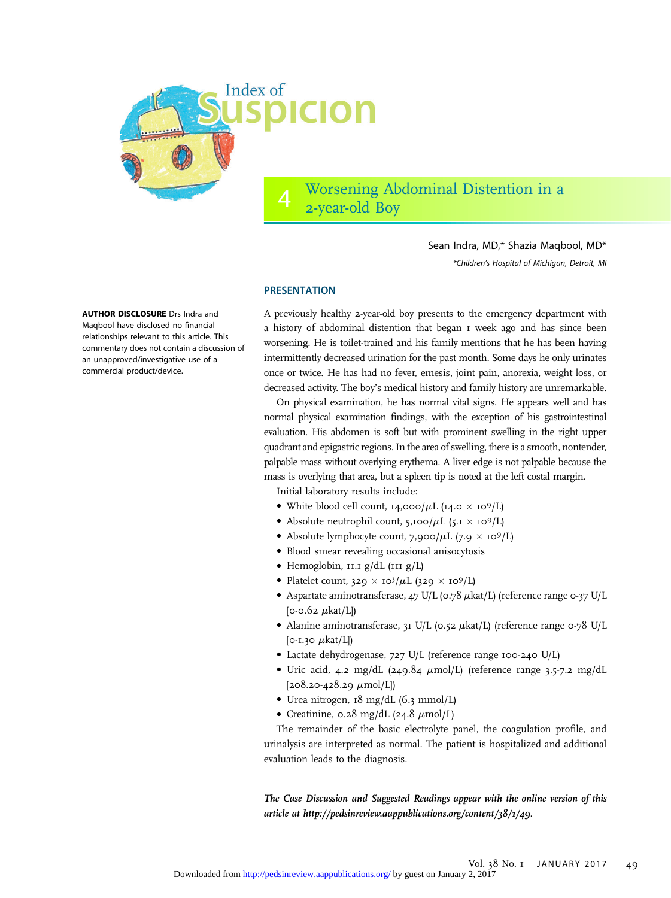# Index of Suspicion

## 4 Worsening Abdominal Distention in a 2-year-old Boy

Sean Indra, MD,* Shazia Maqbool, MD*

*Children's Hospital of Michigan, Detroit, MI

**AUTHOR DISCLOSURE** Drs Indra and Maqbool have disclosed no financial relationships relevant to this article. This commentary does not contain a discussion of an unapproved/investigative use of a commercial product/device.

### PRESENTATION

A previously healthy 2-year-old boy presents to the emergency department with a history of abdominal distention that began 1 week ago and has since been worsening. He is toilet-trained and his family mentions that he has been having intermittently decreased urination for the past month. Some days he only urinates once or twice. He has had no fever, emesis, joint pain, anorexia, weight loss, or decreased activity. The boy's medical history and family history are unremarkable.

On physical examination, he has normal vital signs. He appears well and has normal physical examination findings, with the exception of his gastrointestinal evaluation. His abdomen is soft but with prominent swelling in the right upper quadrant and epigastric regions. In the area of swelling, there is a smooth, nontender, palpable mass without overlying erythema. A liver edge is not palpable because the mass is overlying that area, but a spleen tip is noted at the left costal margin.

Initial laboratory results include:

- White blood cell count, 14,000/$\mu$L ($14.0 \times 10^9$/L)
- Absolute neutrophil count, 5,100/$\mu$L ($5.1 \times 10^9$/L)
- Absolute lymphocyte count, 7,900/$\mu$L ($7.9 \times 10^9$/L)
- Blood smear revealing occasional anisocytosis
- Hemoglobin, 11.1 g/dL (111 g/L)
- Platelet count, $329 \times 10^3/\mu$L ($329 \times 10^9$/L)
- Aspartate aminotransferase, 47 U/L (0.78 $\mu$kat/L) (reference range 0-37 U/L [0-0.62 $\mu$kat/L])
- Alanine aminotransferase, 31 U/L (0.52 $\mu$kat/L) (reference range 0-78 U/L [0-1.30 $\mu$kat/L])
- Lactate dehydrogenase, 727 U/L (reference range 100-240 U/L)
- Uric acid, 4.2 mg/dL (249.84 $\mu$mol/L) (reference range 3.5-7.2 mg/dL [208.20-428.29 $\mu$mol/L])
- Urea nitrogen, 18 mg/dL (6.3 mmol/L)
- Creatinine, 0.28 mg/dL (24.8 $\mu$mol/L)

The remainder of the basic electrolyte panel, the coagulation profile, and urinalysis are interpreted as normal. The patient is hospitalized and additional evaluation leads to the diagnosis.

*The Case Discussion and Suggested Readings appear with the online version of this article at http://pedsinreview.aappublications.org/content/38/1/49.*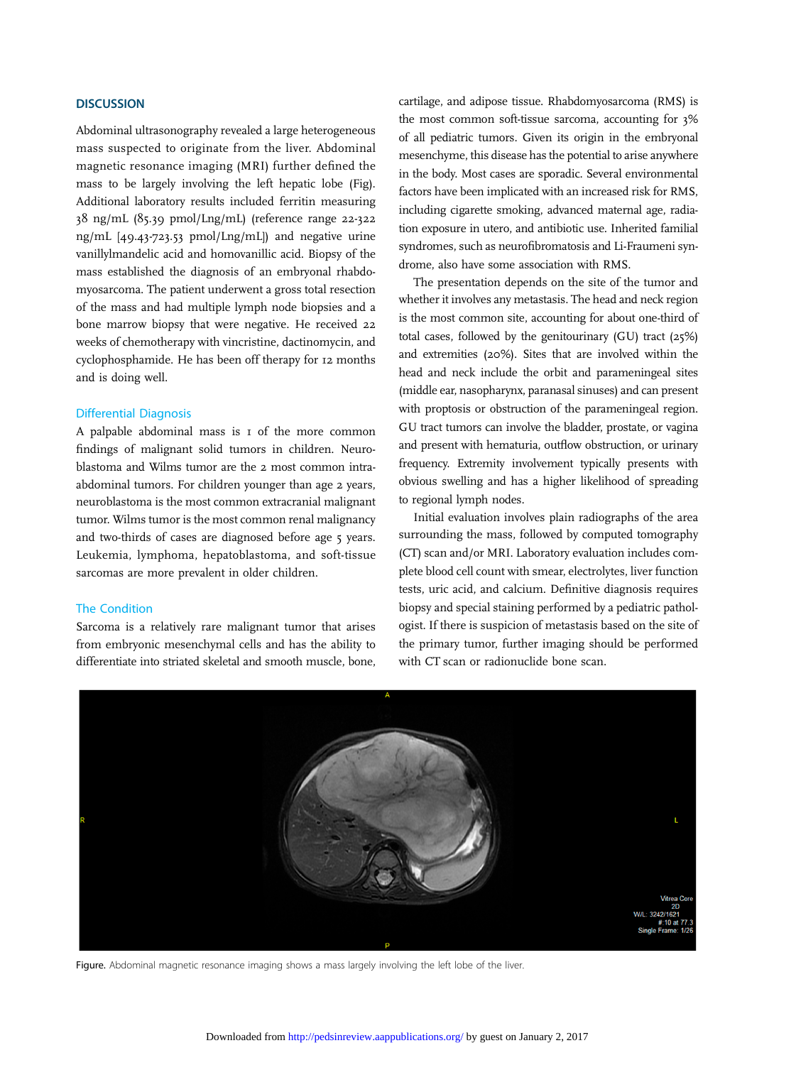## DISCUSSION

Abdominal ultrasonography revealed a large heterogeneous mass suspected to originate from the liver. Abdominal magnetic resonance imaging (MRI) further defined the mass to be largely involving the left hepatic lobe (Fig). Additional laboratory results included ferritin measuring 38 ng/mL (85.39 pmol/Lng/mL) (reference range 22-322 ng/mL [49.43-723.53 pmol/Lng/mL]) and negative urine vanillylmandelic acid and homovanillic acid. Biopsy of the mass established the diagnosis of an embryonal rhabdomyosarcoma. The patient underwent a gross total resection of the mass and had multiple lymph node biopsies and a bone marrow biopsy that were negative. He received 22 weeks of chemotherapy with vincristine, dactinomycin, and cyclophosphamide. He has been off therapy for 12 months and is doing well.

### Differential Diagnosis

A palpable abdominal mass is 1 of the more common findings of malignant solid tumors in children. Neuroblastoma and Wilms tumor are the 2 most common intra-abdominal tumors. For children younger than age 2 years, neuroblastoma is the most common extracranial malignant tumor. Wilms tumor is the most common renal malignancy and two-thirds of cases are diagnosed before age 5 years. Leukemia, lymphoma, hepatoblastoma, and soft-tissue sarcomas are more prevalent in older children.

### The Condition

Sarcoma is a relatively rare malignant tumor that arises from embryonic mesenchymal cells and has the ability to differentiate into striated skeletal and smooth muscle, bone, cartilage, and adipose tissue. Rhabdomyosarcoma (RMS) is the most common soft-tissue sarcoma, accounting for 3% of all pediatric tumors. Given its origin in the embryonal mesenchyme, this disease has the potential to arise anywhere in the body. Most cases are sporadic. Several environmental factors have been implicated with an increased risk for RMS, including cigarette smoking, advanced maternal age, radiation exposure in utero, and antibiotic use. Inherited familial syndromes, such as neurofibromatosis and Li-Fraumeni syndrome, also have some association with RMS.

The presentation depends on the site of the tumor and whether it involves any metastasis. The head and neck region is the most common site, accounting for about one-third of total cases, followed by the genitourinary (GU) tract (25%) and extremities (20%). Sites that are involved within the head and neck include the orbit and parameningeal sites (middle ear, nasopharynx, paranasal sinuses) and can present with proptosis or obstruction of the parameningeal region. GU tract tumors can involve the bladder, prostate, or vagina and present with hematuria, outflow obstruction, or urinary frequency. Extremity involvement typically presents with obvious swelling and has a higher likelihood of spreading to regional lymph nodes.

Initial evaluation involves plain radiographs of the area surrounding the mass, followed by computed tomography (CT) scan and/or MRI. Laboratory evaluation includes complete blood cell count with smear, electrolytes, liver function tests, uric acid, and calcium. Definitive diagnosis requires biopsy and special staining performed by a pediatric pathologist. If there is suspicion of metastasis based on the site of the primary tumor, further imaging should be performed with CT scan or radionuclide bone scan.

**Figure.** Abdominal magnetic resonance imaging shows a mass largely involving the left lobe of the liver.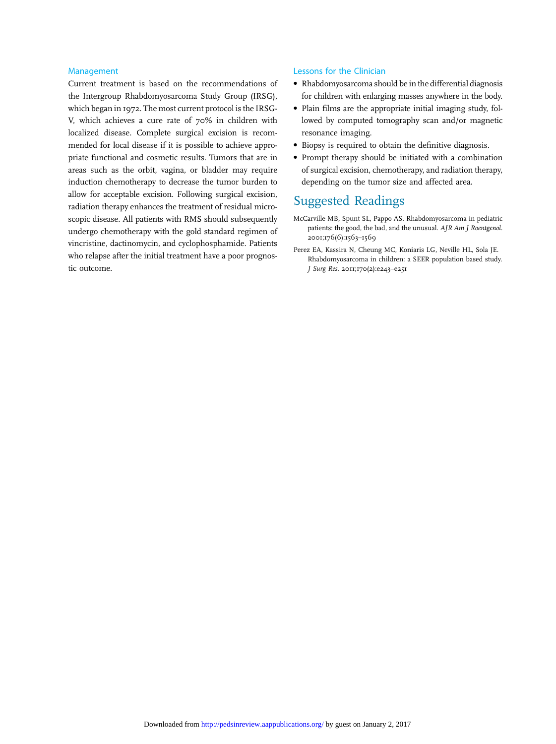### Management

Current treatment is based on the recommendations of the Intergroup Rhabdomyosarcoma Study Group (IRSG), which began in 1972. The most current protocol is the IRSG-V, which achieves a cure rate of 70% in children with localized disease. Complete surgical excision is recommended for local disease if it is possible to achieve appropriate functional and cosmetic results. Tumors that are in areas such as the orbit, vagina, or bladder may require induction chemotherapy to decrease the tumor burden to allow for acceptable excision. Following surgical excision, radiation therapy enhances the treatment of residual microscopic disease. All patients with RMS should subsequently undergo chemotherapy with the gold standard regimen of vincristine, dactinomycin, and cyclophosphamide. Patients who relapse after the initial treatment have a poor prognostic outcome.

### Lessons for the Clinician

- Rhabdomyosarcoma should be in the differential diagnosis for children with enlarging masses anywhere in the body.
- Plain films are the appropriate initial imaging study, followed by computed tomography scan and/or magnetic resonance imaging.
- Biopsy is required to obtain the definitive diagnosis.
- Prompt therapy should be initiated with a combination of surgical excision, chemotherapy, and radiation therapy, depending on the tumor size and affected area.

## Suggested Readings

McCarville MB, Spunt SL, Pappo AS. Rhabdomyosarcoma in pediatric patients: the good, the bad, and the unusual. *AJR Am J Roentgenol*. 2001;176(6):1563–1569

Perez EA, Kassira N, Cheung MC, Koniaris LG, Neville HL, Sola JE. Rhabdomyosarcoma in children: a SEER population based study. *J Surg Res*. 2011;170(2):e243–e251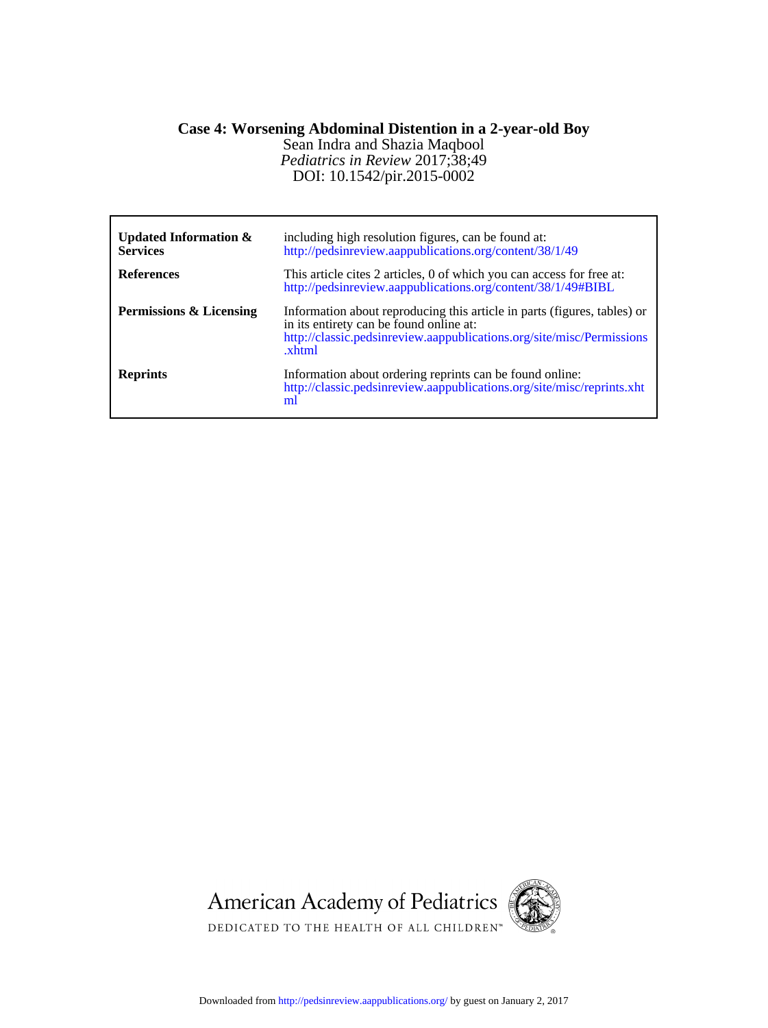# Case 4: Worsening Abdominal Distention in a 2-year-old Boy

Sean Indra and Shazia Maqbool

*Pediatrics in Review* 2017;38;49

DOI: 10.1542/pir.2015-0002

| | |
|---|---|
| **Updated Information & Services** | including high resolution figures, can be found at: http://pedsinreview.aappublications.org/content/38/1/49 |
| **References** | This article cites 2 articles, 0 of which you can access for free at: http://pedsinreview.aappublications.org/content/38/1/49#BIBL |
| **Permissions & Licensing** | Information about reproducing this article in parts (figures, tables) or in its entirety can be found online at: http://classic.pedsinreview.aappublications.org/site/misc/Permissions.xhtml |
| **Reprints** | Information about ordering reprints can be found online: http://classic.pedsinreview.aappublications.org/site/misc/reprints.xhtml |

American Academy of Pediatrics

DEDICATED TO THE HEALTH OF ALL CHILDREN™

Downloaded from http://pedsinreview.aappublications.org/ by guest on January 2, 2017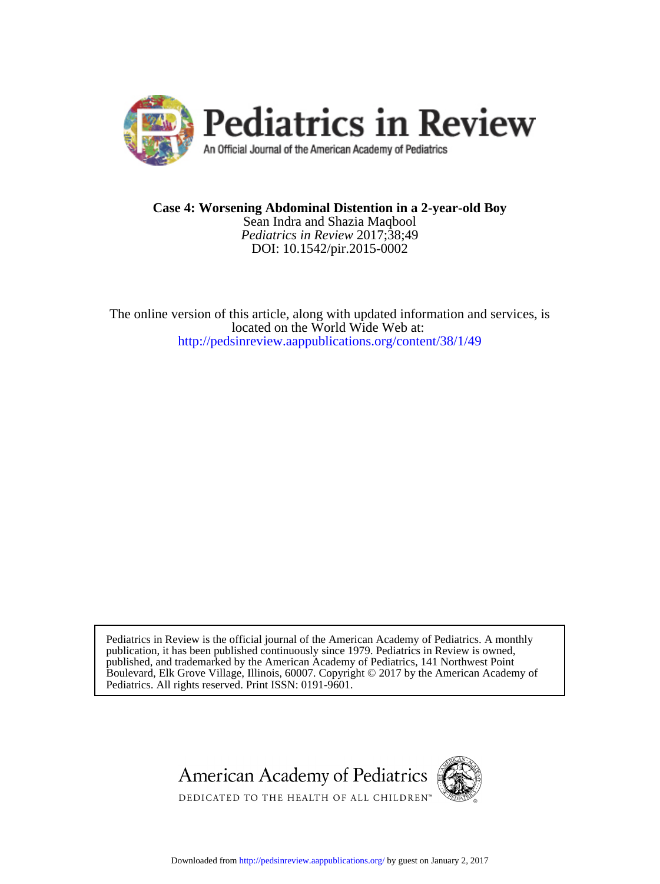# Pediatrics in Review

An Official Journal of the American Academy of Pediatrics

**Case 4: Worsening Abdominal Distention in a 2-year-old Boy**

Sean Indra and Shazia Maqbool

*Pediatrics in Review* 2017;38;49

DOI: 10.1542/pir.2015-0002

The online version of this article, along with updated information and services, is located on the World Wide Web at:

http://pedsinreview.aappublications.org/content/38/1/49

Pediatrics in Review is the official journal of the American Academy of Pediatrics. A monthly publication, it has been published continuously since 1979. Pediatrics in Review is owned, published, and trademarked by the American Academy of Pediatrics, 141 Northwest Point Boulevard, Elk Grove Village, Illinois, 60007. Copyright © 2017 by the American Academy of Pediatrics. All rights reserved. Print ISSN: 0191-9601.

American Academy of Pediatrics

DEDICATED TO THE HEALTH OF ALL CHILDREN™

Downloaded from http://pedsinreview.aappublications.org/ by guest on January 2, 2017